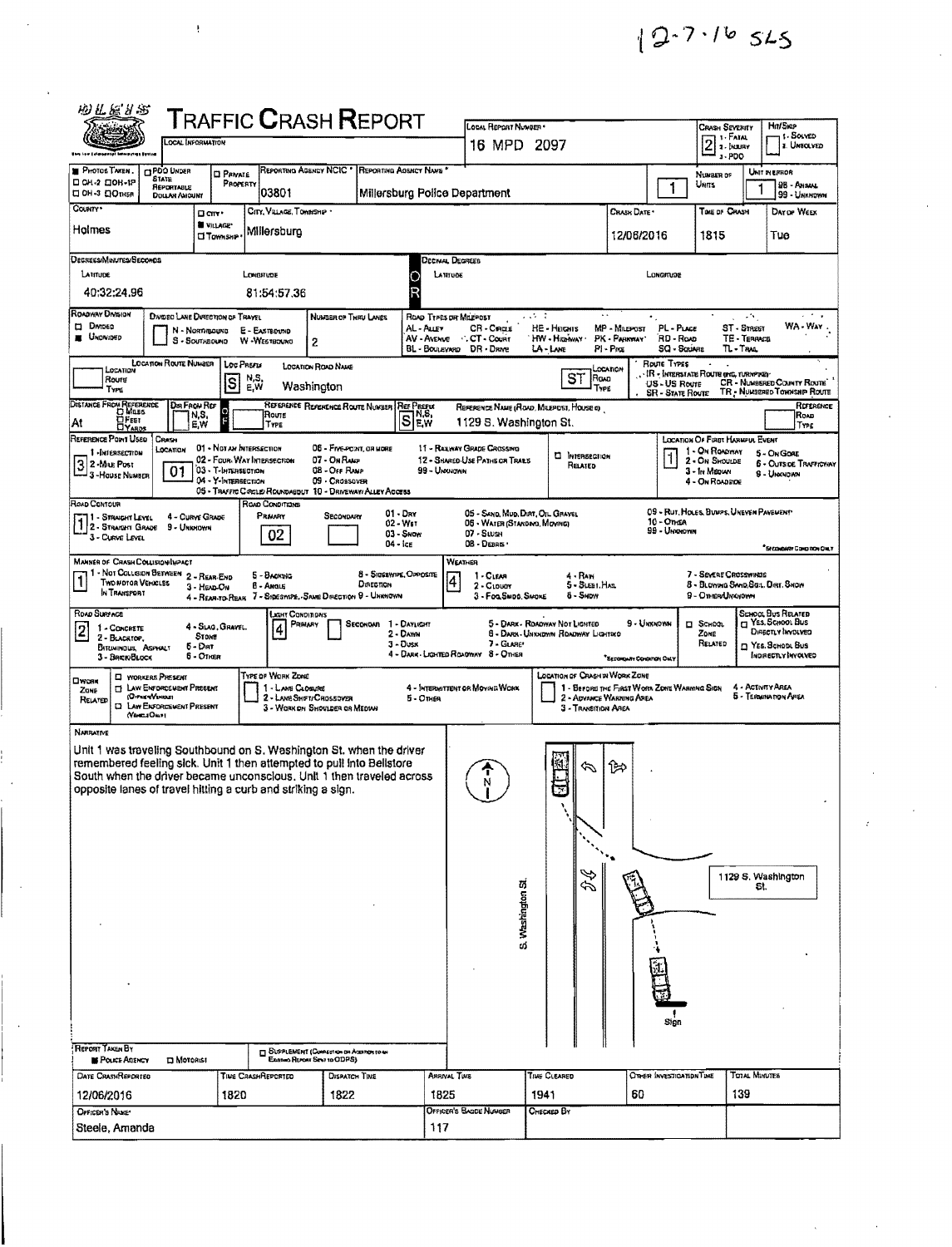12-7-16 SLS

# TRAFFIC CRASH REPORT

LOCAL INFORMATION

| Field | Value |
|---|---|
| Local Report Number | 16 MPD 2097 |
| Crash Severity | 2 (1 - Fatal, 2 - Injury, 3 - PDO) |
| Hit/Skip | 1 - Solved, 2 - Unsolved |
| Photos Taken | OH-2, OH-1P, OH-3, Other |
| PDO Under State Reportable Dollar Amount | |
| Private Property | |
| Reporting Agency NCIC | 03801 |
| Reporting Agency Name | Millersburg Police Department |
| Number of Units | 1 |
| Unit in Error | 1 (98 - Animal, 99 - Unknown) |
| County | Holmes |
| City, Village, Township | Village — Millersburg |
| Crash Date | 12/06/2016 |
| Time of Crash | 1815 |
| Day of Week | Tue |

**Degrees/Minutes/Seconds**

| Latitude | Longitude |
|---|---|
| 40:32:24.96 | 81:54:57.36 |

**Roadway Division:** Undivided

**Number of Thru Lanes:** 2

Road Types or Milepost: AL - Alley, AV - Avenue, BL - Boulevard, CR - Circle, CT - Court, DR - Drive, HE - Heights, HW - Highway, LA - Lane, MP - Milepost, PK - Parkway, PI - Pike, PL - Place, RD - Road, SQ - Square, ST - Street, TE - Terrace, TL - Trail, WA - Way

Route Types: IR - Interstate Route (inc. turnpike), US - US Route, SR - State Route, CR - Numbered County Route, TR - Numbered Township Route

| Location | Value |
|---|---|
| Loc Prefix | S |
| Location Road Name | Washington |
| Location Road Type | ST |
| Reference Prefix | S |
| Reference Name (Road, Milepost, House #) | 1129 S. Washington St. |
| Reference Point Used | 3 (1 - Intersection, 2 - Mile Post, 3 - House Number) |
| Crash Location | 01 |

Crash Location codes: 01 - Not an Intersection, 02 - Four-Way Intersection, 03 - T-Intersection, 04 - Y-Intersection, 05 - Traffic Circle/Roundabout, 06 - Five-point, or more, 07 - On Ramp, 08 - Off Ramp, 09 - Crossover, 10 - Driveway/Alley Access, 11 - Railway Grade Crossing, 12 - Shared-Use Paths or Trails, 99 - Unknown

**Location of First Harmful Event:** 1 (1 - On Roadway, 2 - On Shoulder, 3 - In Median, 4 - On Roadside, 5 - On Gore, 6 - Outside Trafficway, 9 - Unknown)

**Road Contour:** 1 (1 - Straight Level, 2 - Straight Grade, 3 - Curve Level, 4 - Curve Grade, 9 - Unknown)

**Road Conditions (Primary):** 02 (01 - Dry, 02 - Wet, 03 - Snow, 04 - Ice, 05 - Sand, Mud, Dirt, Oil, Gravel, 06 - Water (Standing, Moving), 07 - Slush, 08 - Debris, 09 - Rut, Holes, Bumps, Uneven Pavement, 10 - Other, 99 - Unknown)

**Manner of Crash Collision/Impact:** 1 (1 - Not Collision Between Two Motor Vehicles in Transport, 2 - Rear-End, 3 - Head-On, 4 - Rear-to-Rear, 5 - Backing, 6 - Angle, 7 - Sideswipe, Same Direction, 8 - Sideswipe, Opposite Direction, 9 - Unknown)

**Weather:** 4 (1 - Clear, 2 - Cloudy, 3 - Fog, Smog, Smoke, 4 - Rain, 5 - Sleet, Hail, 6 - Snow, 7 - Severe Crosswinds, 8 - Blowing Sand, Soil, Dirt, Snow, 9 - Other/Unknown)

**Road Surface:** 2 (1 - Concrete, 2 - Blacktop, Bituminous, Asphalt, 3 - Brick/Block, 4 - Slag, Gravel, Stone, 5 - Dirt, 6 - Other)

**Light Conditions (Primary):** 4 (1 - Daylight, 2 - Dawn, 3 - Dusk, 4 - Dark - Lighted Roadway, 5 - Dark - Roadway Not Lighted, 6 - Dark - Unknown Roadway Lighting, 7 - Glare, 8 - Other, 9 - Unknown)

## NARRATIVE

Unit 1 was traveling Southbound on S. Washington St. when the driver remembered feeling sick. Unit 1 then attempted to pull into Bellstore South when the driver became unconscious. Unit 1 then traveled across opposite lanes of travel hitting a curb and striking a sign.

Diagram labels: N; S. Washington St.; 1129 S. Washington St.; Sign

| Report Taken By | Police Agency |
|---|---|
| Date Crash Reported | 12/06/2016 |
| Time Crash Reported | 1820 |
| Dispatch Time | 1822 |
| Arrival Time | 1825 |
| Time Cleared | 1941 |
| Other Investigation Time | 60 |
| Total Minutes | 139 |
| Officer's Name | Steele, Amanda |
| Officer's Badge Number | 117 |
| Checked By | |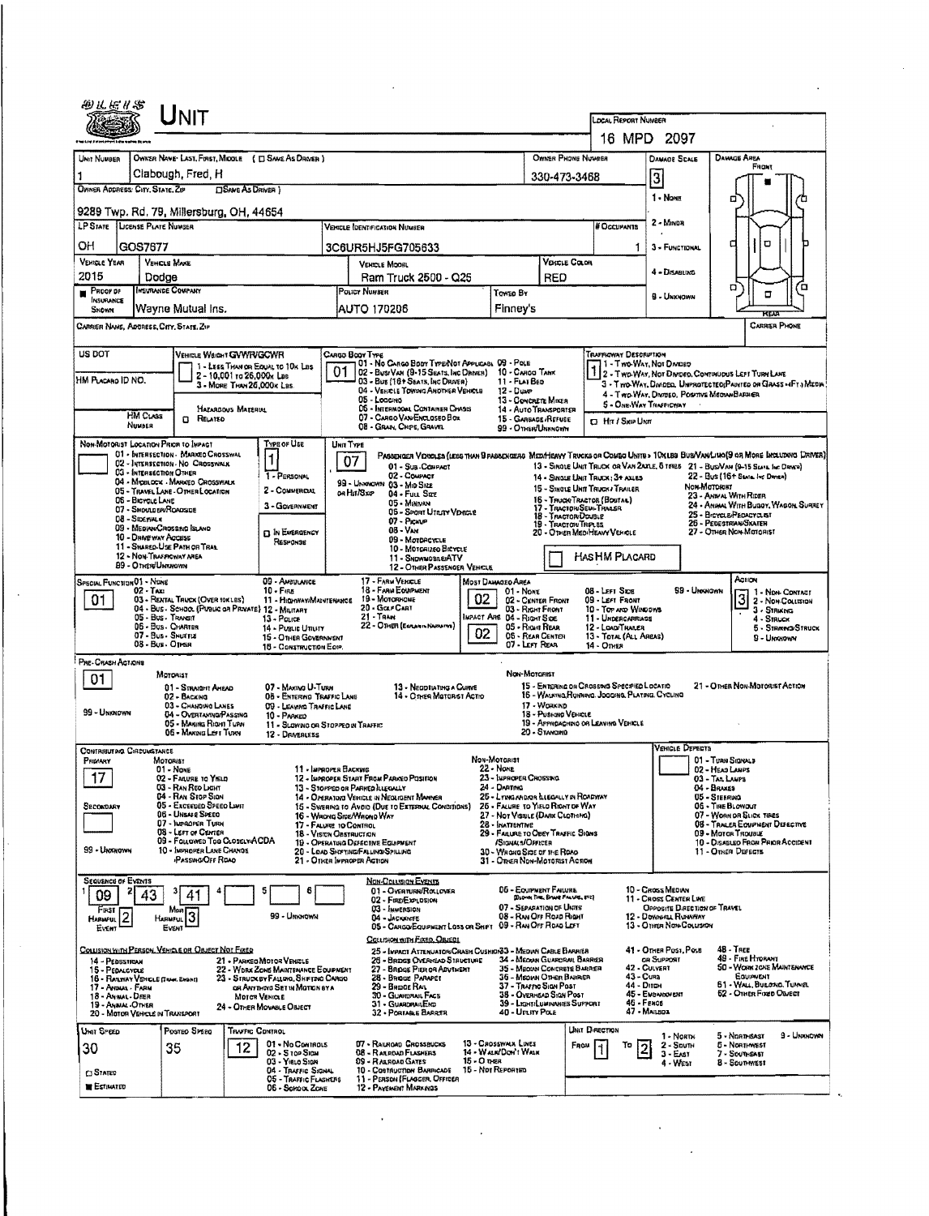# UNIT

**LOCAL REPORT NUMBER:** 16 MPD 2097

| UNIT NUMBER | OWNER NAME: LAST, FIRST, MIDDLE ( ☐ SAME AS DRIVER ) | OWNER PHONE NUMBER | DAMAGE SCALE | DAMAGE AREA |
|---|---|---|---|---|
| 1 | Clabough, Fred, H | 330-473-3468 | 3 | FRONT |

**OWNER ADDRESS: CITY, STATE, ZIP** ☐ SAME AS DRIVER )
9289 Twp. Rd. 79, Millersburg, OH, 44654

Damage Scale: 1 - NONE, 2 - MINOR, 3 - FUNCTIONAL, 4 - DISABLING, 9 - UNKNOWN

| LP STATE | LICENSE PLATE NUMBER | VEHICLE IDENTIFICATION NUMBER | # OCCUPANTS |
|---|---|---|---|
| OH | GOS7677 | 3C6UR5HJ5FG705633 | 1 |

| VEHICLE YEAR | VEHICLE MAKE | VEHICLE MODEL | VEHICLE COLOR |
|---|---|---|---|
| 2015 | Dodge | Ram Truck 2500 - Q25 | RED |

| PROOF OF INSURANCE SHOWN | INSURANCE COMPANY | POLICY NUMBER | TOWED BY |
|---|---|---|---|
| ■ | Wayne Mutual Ins. | AUTO 170206 | Finney's |

CARRIER NAME, ADDRESS, CITY, STATE, ZIP | CARRIER PHONE

US DOT | VEHICLE WEIGHT GVWR/GCWR: 1 - LESS THAN OR EQUAL TO 10K LBS; 2 - 10,001 TO 26,000K LBS; 3 - MORE THAN 26,000K LBS

HM PLACARD ID NO. | HM CLASS NUMBER | HAZARDOUS MATERIAL ☐ RELATED

**CARGO BODY TYPE:** 01
01 - NO CARGO BODY TYPE/NOT APPLICABLE; 02 - BUS/VAN (9-15 SEATS, INC DRIVER); 03 - BUS (16+ SEATS, INC DRIVER); 04 - VEHICLE TOWING ANOTHER VEHICLE; 05 - LOGGING; 06 - INTERMODAL CONTAINER CHASIS; 07 - CARGO VAN/ENCLOSED BOX; 08 - GRAIN, CHIPS, GRAVEL; 09 - POLE; 10 - CARGO TANK; 11 - FLAT BED; 12 - DUMP; 13 - CONCRETE MIXER; 14 - AUTO TRANSPORTER; 15 - GARBAGE/REFUSE; 99 - OTHER/UNKNOWN

**TRAFFICWAY DESCRIPTION:** 1
1 - TWO-WAY, NOT DIVIDED; 2 - TWO-WAY, NOT DIVIDED, CONTINUOUS LEFT TURN LANE; 3 - TWO-WAY, DIVIDED, UNPROTECTED(PAINTED OR GRASS >4FT.) MEDIA; 4 - TWO-WAY, DIVIDED, POSITIVE MEDIAN BARRIER; 5 - ONE-WAY TRAFFICWAY; ☐ HIT / SKIP UNIT

**NON-MOTORIST LOCATION PRIOR TO IMPACT:** 01 - INTERSECTION - MARKED CROSSWALK; 02 - INTERSECTION - NO CROSSWALK; 03 - INTERSECTION OTHER; 04 - MIDBLOCK - MARKED CROSSWALK; 05 - TRAVEL LANE - OTHER LOCATION; 06 - BICYCLE LANE; 07 - SHOULDER/ROADSIDE; 08 - SIDEWALK; 09 - MEDIAN/CROSSING ISLAND; 10 - DRIVEWAY ACCESS; 11 - SHARED-USE PATH OR TRAIL; 12 - NON-TRAFFICWAY AREA; 99 - OTHER/UNKNOWN

**TYPE OF USE:** 1
1 - PERSONAL; 2 - COMMERCIAL; 3 - GOVERNMENT; ☐ IN EMERGENCY RESPONSE

**UNIT TYPE:** 07
PASSENGER VEHICLES (LESS THAN 9 PASSENGERS MED/HEAVY TRUCKS OR COMBO UNITS > 10K LBS BUS/VAN/LIMO(9 OR MORE INCLUDING DRIVER)
01 - SUB-COMPACT; 02 - COMPACT; 99 - UNKNOWN 03 - MID SIZE; OR HIT/SKIP 04 - FULL SIZE; 05 - MINIVAN; 06 - SPORT UTILITY VEHICLE; 07 - PICKUP; 08 - VAN; 09 - MOTORCYCLE; 10 - MOTORIZED BICYCLE; 11 - SNOWMOBILE/ATV; 12 - OTHER PASSENGER VEHICLE; 13 - SINGLE UNIT TRUCK OR VAN 2AXLE, 6 TIRES; 14 - SINGLE UNIT TRUCK: 3+ AXLES; 15 - SINGLE UNIT TRUCK / TRAILER; 16 - TRUCK/TRACTOR (BOBTAIL); 17 - TRACTOR/SEMI-TRAILER; 18 - TRACTOR/DOUBLE; 19 - TRACTOR/TRIPLES; 20 - OTHER MED/HEAVY VEHICLE; 21 - BUS/VAN (9-15 SEATS, INC DRIVER); 22 - BUS (16+ SEATS, INC DRIVER); NON-MOTORIST: 23 - ANIMAL WITH RIDER; 24 - ANIMAL WITH BUGGY, WAGON, SURREY; 25 - BICYCLE/PEDACYCLIST; 26 - PEDESTRIAN/SKATER; 27 - OTHER NON-MOTORIST; ☐ HAS HM PLACARD

**SPECIAL FUNCTION:** 01
01 - NONE; 02 - TAXI; 03 - RENTAL TRUCK (OVER 10K LBS); 04 - BUS - SCHOOL (PUBLIC OR PRIVATE); 05 - BUS - TRANSIT; 06 - BUS - CHARTER; 07 - BUS - SHUTTLE; 08 - BUS - OTHER; 09 - AMBULANCE; 10 - FIRE; 11 - HIGHWAY/MAINTENANCE; 12 - MILITARY; 13 - POLICE; 14 - PUBLIC UTILITY; 15 - OTHER GOVERNMENT; 16 - CONSTRUCTION EQIP.; 17 - FARM VEHICLE; 18 - FARM EQUIPMENT; 19 - MOTORHOME; 20 - GOLF CART; 21 - TRAIN; 22 - OTHER (EXPLAIN IN NARRATIVE)

**MOST DAMAGED AREA:** 02 | **IMPACT ARE:** 02
01 - NONE; 02 - CENTER FRONT; 03 - RIGHT FRONT; 04 - RIGHT SIDE; 05 - RIGHT REAR; 06 - REAR CENTER; 07 - LEFT REAR; 08 - LEFT SIDE; 09 - LEFT FRONT; 10 - TOP AND WINDOWS; 11 - UNDERCARRIAGE; 12 - LOAD/TRAILER; 13 - TOTAL (ALL AREAS); 14 - OTHER; 99 - UNKNOWN

**ACTION:** 3
1 - NON-CONTACT; 2 - NON-COLLISION; 3 - STRIKING; 4 - STRUCK; 5 - STRIKING/STRUCK; 9 - UNKNOWN

**PRE-CRASH ACTIONS:** 01
MOTORIST: 01 - STRAIGHT AHEAD; 02 - BACKING; 03 - CHANGING LANES; 04 - OVERTAKING/PASSING; 05 - MAKING RIGHT TURN; 06 - MAKING LEFT TURN; 07 - MAKING U-TURN; 08 - ENTERING TRAFFIC LANE; 09 - LEAVING TRAFFIC LANE; 10 - PARKED; 11 - SLOWING OR STOPPED IN TRAFFIC; 12 - DRIVERLESS; 13 - NEGOTIATING A CURVE; 14 - OTHER MOTORIST ACTIO; 99 - UNKNOWN
NON-MOTORIST: 15 - ENTERING OR CROSSING SPECIFIED LOCATIO; 16 - WALKING, RUNNING, JOGGING, PLAYING, CYCLING; 17 - WORKING; 18 - PUSHING VEHICLE; 19 - APPROACHING OR LEAVING VEHICLE; 20 - STANDING; 21 - OTHER NON-MOTORIST ACTION

**CONTRIBUTING CIRCUMSTANCE** — PRIMARY: 17 | SECONDARY: (blank)
MOTORIST: 01 - NONE; 02 - FAILURE TO YIELD; 03 - RAN RED LIGHT; 04 - RAN STOP SIGN; 05 - EXCEEDED SPEED LIMIT; 06 - UNSAFE SPEED; 07 - IMPROPER TURN; 08 - LEFT OF CENTER; 09 - FOLLOWED TOO CLOSELY/ACDA; 10 - IMPROPER LANE CHANGE /PASSING/OFF ROAD; 11 - IMPROPER BACKING; 12 - IMPROPER START FROM PARKED POSITION; 13 - STOPPED OR PARKED ILLEGALLY; 14 - OPERATING VEHICLE IN NEGLIGENT MANNER; 15 - SWERING TO AVOID (DUE TO EXTERNAL CONDITIONS); 16 - WRONG SIDE/WRONG WAY; 17 - FAILURE TO CONTROL; 18 - VISION OBSTRUCTION; 19 - OPERATING DEFECTIVE EQUIPMENT; 20 - LOAD SHIFTING/FALLING/SPILLING; 21 - OTHER IMPROPER ACTION; 99 - UNKNOWN
NON-MOTORIST: 22 - NONE; 23 - IMPROPER CROSSING; 24 - DARTING; 25 - LYING AND/OR ILLEGALLY IN ROADWAY; 26 - FALURE TO YIELD RIGHT OF WAY; 27 - NOT VISIBLE (DARK CLOTHING); 28 - INATTENTIVE; 29 - FAILURE TO OBEY TRAFFIC SIGNS /SIGNALS/OFFICER; 30 - WRONG SIDE OF THE ROAD; 31 - OTHER NON-MOTORIST ACTION

**VEHICLE DEFECTS:** 01 - TURN SIGNALS; 02 - HEAD LAMPS; 03 - TAIL LAMPS; 04 - BRAKES; 05 - STEERING; 06 - TIRE BLOWOUT; 07 - WORN OR SLICK TIRES; 08 - TRAILER EQUIPMENT DEFECTIVE; 09 - MOTOR TROUBLE; 10 - DISABLED FROM PRIOR ACCIDENT; 11 - OTHER DEFECTS

**SEQUENCE OF EVENTS:** 1: 09 | 2: 43 | 3: 41 | 4: | 5: | 6:
FIRST HARMFUL EVENT: 2 | MOST HARMFUL EVENT: 3 | 99 - UNKNOWN

NON-COLLISION EVENTS: 01 - OVERTURN/ROLLOVER; 02 - FIRE/EXPLOSION; 03 - IMMERSION; 04 - JACKKNIFE; 05 - CARGO/EQUIPMENT LOSS OR SHIFT; 06 - EQUIPMENT FAILURE (BLOWN TIRE, BRAKE FAILURE, ETC); 07 - SEPARATION OF UNITS; 08 - RAN OFF ROAD RIGHT; 09 - RAN OFF ROAD LEFT; 10 - CROSS MEDIAN; 11 - CROSS CENTER LINE OPPOSITE DIRECTION OF TRAVEL; 12 - DOWNHILL RUNAWAY; 13 - OTHER NON-COLLISION

COLLISION WITH PERSON, VEHICLE OR OBJECT NOT FIXED: 14 - PEDESTRIAN; 15 - PEDALCYCLE; 16 - RAILWAY VEHICLE (TRAIN, ENGINE); 17 - ANIMAL - FARM; 18 - ANIMAL - DEER; 19 - ANIMAL - OTHER; 20 - MOTOR VEHICLE IN TRANSPORT; 21 - PARKED MOTOR VEHICLE; 22 - WORK ZONE MAINTENANCE EQUIPMENT; 23 - STRUCK BY FALLING, SHIFTING CARGO OR ANYTHING SET IN MOTION BY A MOTOR VEHICLE; 24 - OTHER MOVABLE OBJECT

COLLISION WITH FIXED, OBJECT: 25 - IMPACT ATTENUATOR/CRASH CUSHION; 26 - BRIDGE OVERHEAD STRUCTURE; 27 - BRIDGE PIER OR ABUTMENT; 28 - BRIDGE PARAPET; 29 - BRIDGE RAIL; 30 - GUARDRAIL FACE; 31 - GUARDRAIL END; 32 - PORTABLE BARRIER; 33 - MEDIAN CABLE BARRIER; 34 - MEDIAN GUARDRAIL BARRIER; 35 - MEDIAN CONCRETE BARRIER; 36 - MEDIAN OTHER BARRIER; 37 - TRAFFIC SIGN POST; 38 - OVERHEAD SIGN POST; 39 - LIGHT/LUMINARIES SUPPORT; 40 - UTILITY POLE; 41 - OTHER POST, POLE OR SUPPORT; 42 - CULVERT; 43 - CURB; 44 - DITCH; 45 - EMBANKMENT; 46 - FENCE; 47 - MAILBOX; 48 - TREE; 49 - FIRE HYDRANT; 50 - WORK ZONE MAINTENANCE EQUIPMENT; 51 - WALL, BUILDING, TUNNEL; 52 - OTHER FIXED OBJECT

| UNIT SPEED | POSTED SPEED | TRAFFIC CONTROL | UNIT DIRECTION |
|---|---|---|---|
| 30 | 35 | 12 | FROM 1 TO 2 |

☐ STATED | ■ ESTIMATED

TRAFFIC CONTROL: 01 - NO CONTROLS; 02 - STOP SIGN; 03 - YIELD SIGN; 04 - TRAFFIC SIGNAL; 05 - TRAFFIC FLASHERS; 06 - SCHOOL ZONE; 07 - RAILROAD CROSSBUCKS; 08 - RAILROAD FLASHERS; 09 - RAILROAD GATES; 10 - COSTRUCTION BARRICADE; 11 - PERSON (FLAGGER, OFFICER; 12 - PAVEMENT MARKINGS; 13 - CROSSWALK LINES; 14 - WALK/DON'T WALK; 15 - OTHER; 16 - NOT REPORTED

UNIT DIRECTION: 1 - NORTH; 2 - SOUTH; 3 - EAST; 4 - WEST; 5 - NORTHEAST; 6 - NORTHWEST; 7 - SOUTHEAST; 8 - SOUTHWEST; 9 - UNKNOWN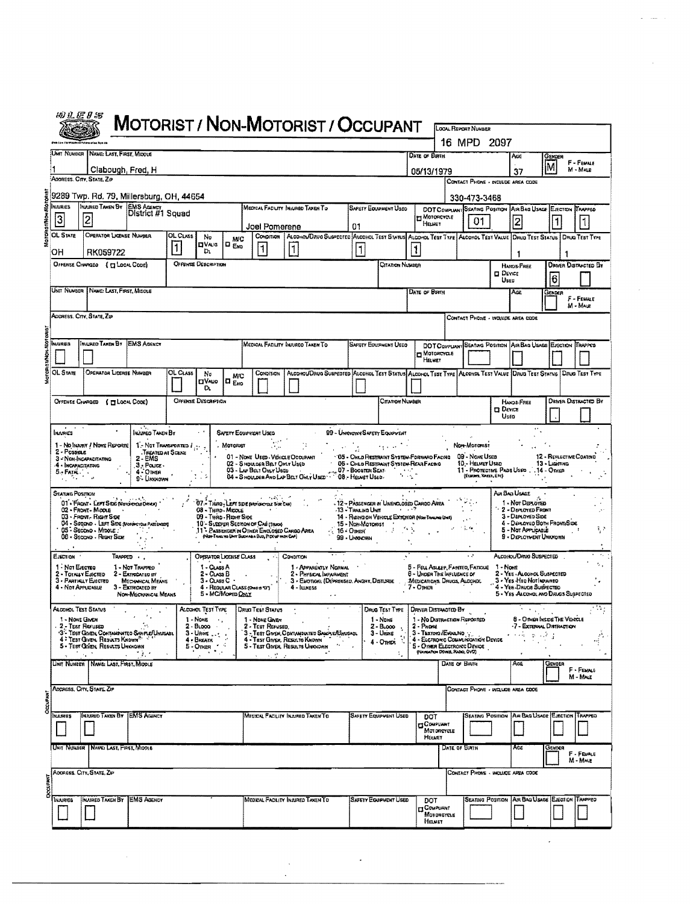# MOTORIST / NON-MOTORIST / OCCUPANT

**LOCAL REPORT NUMBER:** 16 MPD 2097

## MOTORIST / NON-MOTORIST

| UNIT NUMBER | NAME: LAST, FIRST, MIDDLE | DATE OF BIRTH | AGE | GENDER |
|---|---|---|---|---|
| 1 | Clabough, Fred, H | 05/13/1979 | 37 | M |

| ADDRESS, CITY, STATE, ZIP | CONTACT PHONE - INCLUDE AREA CODE |
|---|---|
| 9289 Twp. Rd. 79, Millersburg, OH, 44654 | 330-473-3468 |

| INJURIES | INJURED TAKEN BY | EMS AGENCY | MEDICAL FACILITY INJURED TAKEN TO | SAFETY EQUIPMENT USED | DOT COMPLIANT MOTORCYCLE HELMET | SEATING POSITION | AIR BAG USAGE | EJECTION | TRAPPED |
|---|---|---|---|---|---|---|---|---|---|
| 3 | 2 | District #1 Squad | Joel Pomerene | 01 | | 01 | 2 | 1 | 1 |

| OL STATE | OPERATOR LICENSE NUMBER | OL CLASS | NO VALID DL | M/C END | CONDITION | ALCOHOL/DRUG SUSPECTED | ALCOHOL TEST STATUS | ALCOHOL TEST TYPE | ALCOHOL TEST VALUE | DRUG TEST STATUS | DRUG TEST TYPE |
|---|---|---|---|---|---|---|---|---|---|---|---|
| OH | RK059722 | 1 | | | 1 | 1 | 1 | 1 | | 1 | 1 |

| OFFENSE CHARGED ( LOCAL CODE) | OFFENSE DESCRIPTION | CITATION NUMBER | HANDS-FREE DEVICE USED | DRIVER DISTRACTED BY |
|---|---|---|---|---|
| | | | | 6 |

## MOTORIST / NON-MOTORIST

| UNIT NUMBER | NAME: LAST, FIRST, MIDDLE | DATE OF BIRTH | AGE | GENDER |
|---|---|---|---|---|
| | | | | |

ADDRESS, CITY, STATE, ZIP — CONTACT PHONE - INCLUDE AREA CODE

| INJURIES | INJURED TAKEN BY | EMS AGENCY | MEDICAL FACILITY INJURED TAKEN TO | SAFETY EQUIPMENT USED | DOT COMPLIANT MOTORCYCLE HELMET | SEATING POSITION | AIR BAG USAGE | EJECTION | TRAPPED |
|---|---|---|---|---|---|---|---|---|---|
| | | | | | | | | | |

| OL STATE | OPERATOR LICENSE NUMBER | OL CLASS | NO VALID DL | M/C END | CONDITION | ALCOHOL/DRUG SUSPECTED | ALCOHOL TEST STATUS | ALCOHOL TEST TYPE | ALCOHOL TEST VALUE | DRUG TEST STATUS | DRUG TEST TYPE |
|---|---|---|---|---|---|---|---|---|---|---|---|
| | | | | | | | | | | | |

| OFFENSE CHARGED ( LOCAL CODE) | OFFENSE DESCRIPTION | CITATION NUMBER | HANDS-FREE DEVICE USED | DRIVER DISTRACTED BY |
|---|---|---|---|---|
| | | | | |

## CODES

**INJURIES**
1 - No Injury / None Reported
2 - Possible
3 - Non-Incapacitating
4 - Incapacitating
5 - Fatal

**INJURED TAKEN BY**
1 - Not Transported / Treated at Scene
2 - EMS
3 - Police
4 - Other
9 - Unknown

**SAFETY EQUIPMENT USED**
Motorist:
01 - None Used - Vehicle Occupant
02 - Shoulder Belt Only Used
03 - Lap Belt Only Used
04 - Shoulder and Lap Belt Only Used
05 - Child Restraint System-Forward Facing
06 - Child Restraint System-Rear Facing
07 - Booster Seat
08 - Helmet Used
99 - Unknown Safety Equipment

Non-Motorist:
09 - None Used
10 - Helmet Used
11 - Protective Pads Used (Elbows, Knees, Etc)
12 - Reflective Coating
13 - Lighting
14 - Other

**SEATING POSITION**
01 - Front - Left Side (Motorcycle Driver)
02 - Front - Middle
03 - Front - Right Side
04 - Second - Left Side (Motorcycle Passenger)
05 - Second - Middle
06 - Second - Right Side
07 - Third - Left Side (Motorcycle Side Car)
08 - Third - Middle
09 - Third - Right Side
10 - Sleeper Section of Cab (Truck)
11 - Passenger in Other Enclosed Cargo Area (Non-Trailing Unit Such as a Bus, Pick-up with Cap)
12 - Passenger in Unenclosed Cargo Area
13 - Trailing Unit
14 - Riding on Vehicle Exterior (Non-Trailing Unit)
15 - Non-Motorist
16 - Other
99 - Unknown

**AIR BAG USAGE**
1 - Not Deployed
2 - Deployed Front
3 - Deployed Side
4 - Deployed Both Front/Side
5 - Not Applicable
9 - Deployment Unknown

**EJECTION**
1 - Not Ejected
2 - Totally Ejected
3 - Partially Ejected
4 - Not Applicable

**TRAPPED**
1 - Not Trapped
2 - Extricated by Mechanical Means
3 - Extricated by Non-Mechanical Means

**OPERATOR LICENSE CLASS**
1 - Class A
2 - Class B
3 - Class C
4 - Regular Class (Ohio is "D")
5 - M/C/Moped Only

**CONDITION**
1 - Apparently Normal
2 - Physical Impairment
3 - Emotion (Depressed, Angry, Disturbed)
4 - Illness
5 - Fell Asleep, Fainted, Fatigue
6 - Under the Influence of Medications, Drugs, Alcohol
7 - Other

**ALCOHOL/DRUG SUSPECTED**
1 - None
2 - Yes - Alcohol Suspected
3 - Yes - HBD Not Impaired
4 - Yes - Drugs Suspected
5 - Yes - Alcohol and Drugs Suspected

**ALCOHOL TEST STATUS**
1 - None Given
2 - Test Refused
3 - Test Given, Contaminated Sample/Unusable
4 - Test Given, Results Known
5 - Test Given, Results Unknown

**ALCOHOL TEST TYPE**
1 - None
2 - Blood
3 - Urine
4 - Breath
5 - Other

**DRUG TEST STATUS**
1 - None Given
2 - Test Refused
3 - Test Given, Contaminated Sample/Unusable
4 - Test Given, Results Known
5 - Test Given, Results Unknown

**DRUG TEST TYPE**
1 - None
2 - Blood
3 - Urine
4 - Other

**DRIVER DISTRACTED BY**
1 - No Distraction Reported
2 - Phone
3 - Texting/Emailing
4 - Electronic Communication Device
5 - Other Electronic Device (Navigation Device, Radio, DVD)
6 - Other Inside the Vehicle
7 - External Distraction

## OCCUPANT

| UNIT NUMBER | NAME: LAST, FIRST, MIDDLE | DATE OF BIRTH | AGE | GENDER |
|---|---|---|---|---|
| | | | | |

ADDRESS, CITY, STATE, ZIP — CONTACT PHONE - INCLUDE AREA CODE

| INJURIES | INJURED TAKEN BY | EMS AGENCY | MEDICAL FACILITY INJURED TAKEN TO | SAFETY EQUIPMENT USED | DOT COMPLIANT MOTORCYCLE HELMET | SEATING POSITION | AIR BAG USAGE | EJECTION | TRAPPED |
|---|---|---|---|---|---|---|---|---|---|
| | | | | | | | | | |

## OCCUPANT

| UNIT NUMBER | NAME: LAST, FIRST, MIDDLE | DATE OF BIRTH | AGE | GENDER |
|---|---|---|---|---|
| | | | | |

ADDRESS, CITY, STATE, ZIP — CONTACT PHONE - INCLUDE AREA CODE

| INJURIES | INJURED TAKEN BY | EMS AGENCY | MEDICAL FACILITY INJURED TAKEN TO | SAFETY EQUIPMENT USED | DOT COMPLIANT MOTORCYCLE HELMET | SEATING POSITION | AIR BAG USAGE | EJECTION | TRAPPED |
|---|---|---|---|---|---|---|---|---|---|
| | | | | | | | | | |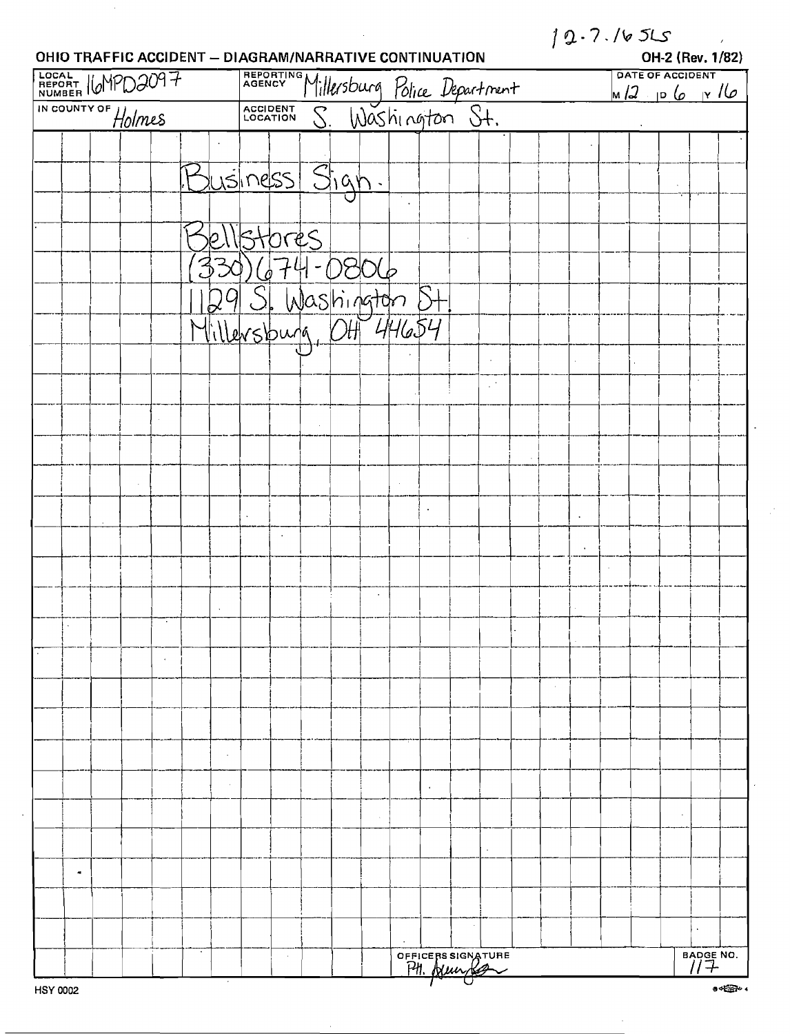12.7.16 SLS

# OHIO TRAFFIC ACCIDENT – DIAGRAM/NARRATIVE CONTINUATION

OH-2 (Rev. 1/82)

| | | | |
|---|---|---|---|
| LOCAL REPORT NUMBER 16MPD2097 | REPORTING AGENCY Millersburg Police Department | DATE OF ACCIDENT M 12 D 6 Y 16 |
| IN COUNTY OF Holmes | ACCIDENT LOCATION S. Washington St. | |

Business Sign.

Bellstores
(330)674-0806
1129 S. Washington St.
Millersburg, OH 44654

OFFICERS SIGNATURE PH. [signature]

BADGE NO. 117

HSY 0002